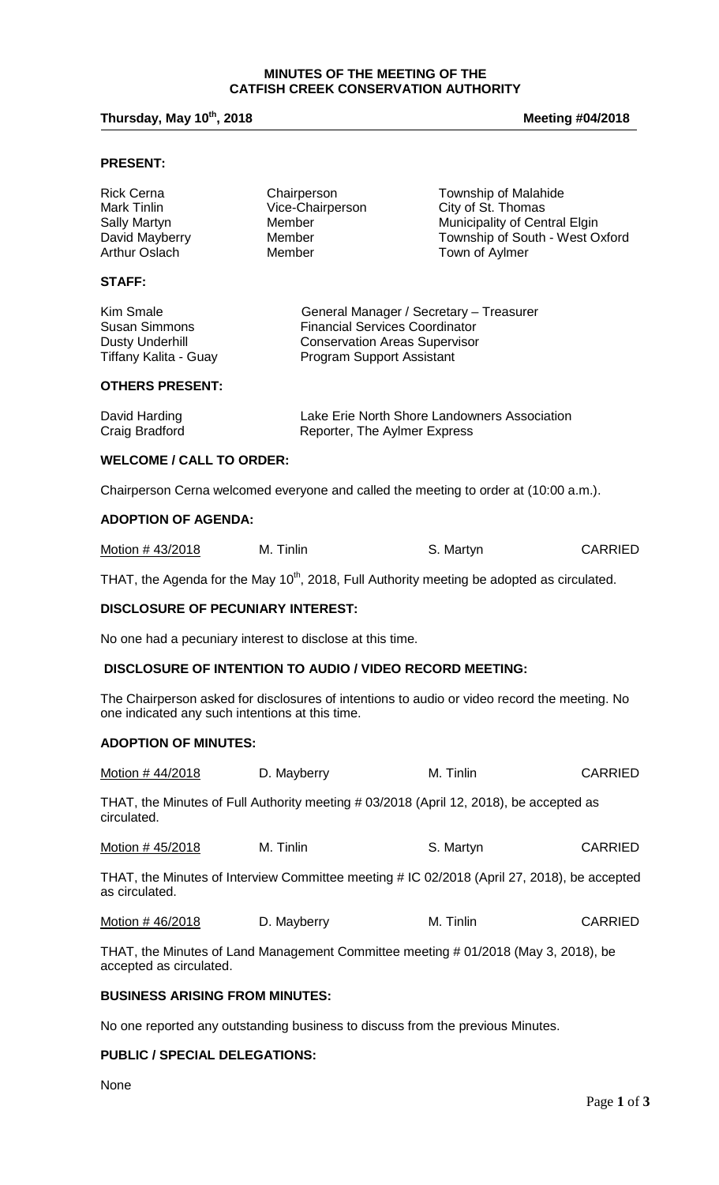# MINUTES OF THE MEETING OF THE CATFISH CREEK CONSERVATION AUTHORITY

**Thursday, May 10th, 2018** **Meeting #04/2018**

## PRESENT:

| | | |
|---|---|---|
| Rick Cerna | Chairperson | Township of Malahide |
| Mark Tinlin | Vice-Chairperson | City of St. Thomas |
| Sally Martyn | Member | Municipality of Central Elgin |
| David Mayberry | Member | Township of South - West Oxford |
| Arthur Oslach | Member | Town of Aylmer |

## STAFF:

| | |
|---|---|
| Kim Smale | General Manager / Secretary – Treasurer |
| Susan Simmons | Financial Services Coordinator |
| Dusty Underhill | Conservation Areas Supervisor |
| Tiffany Kalita - Guay | Program Support Assistant |

## OTHERS PRESENT:

| | |
|---|---|
| David Harding | Lake Erie North Shore Landowners Association |
| Craig Bradford | Reporter, The Aylmer Express |

## WELCOME / CALL TO ORDER:

Chairperson Cerna welcomed everyone and called the meeting to order at (10:00 a.m.).

## ADOPTION OF AGENDA:

| | | | |
|---|---|---|---|
| Motion # 43/2018 | M. Tinlin | S. Martyn | CARRIED |

THAT, the Agenda for the May 10th, 2018, Full Authority meeting be adopted as circulated.

## DISCLOSURE OF PECUNIARY INTEREST:

No one had a pecuniary interest to disclose at this time.

## DISCLOSURE OF INTENTION TO AUDIO / VIDEO RECORD MEETING:

The Chairperson asked for disclosures of intentions to audio or video record the meeting. No one indicated any such intentions at this time.

## ADOPTION OF MINUTES:

| | | | |
|---|---|---|---|
| Motion # 44/2018 | D. Mayberry | M. Tinlin | CARRIED |

THAT, the Minutes of Full Authority meeting # 03/2018 (April 12, 2018), be accepted as circulated.

| | | | |
|---|---|---|---|
| Motion # 45/2018 | M. Tinlin | S. Martyn | CARRIED |

THAT, the Minutes of Interview Committee meeting # IC 02/2018 (April 27, 2018), be accepted as circulated.

| | | | |
|---|---|---|---|
| Motion # 46/2018 | D. Mayberry | M. Tinlin | CARRIED |

THAT, the Minutes of Land Management Committee meeting # 01/2018 (May 3, 2018), be accepted as circulated.

## BUSINESS ARISING FROM MINUTES:

No one reported any outstanding business to discuss from the previous Minutes.

## PUBLIC / SPECIAL DELEGATIONS:

None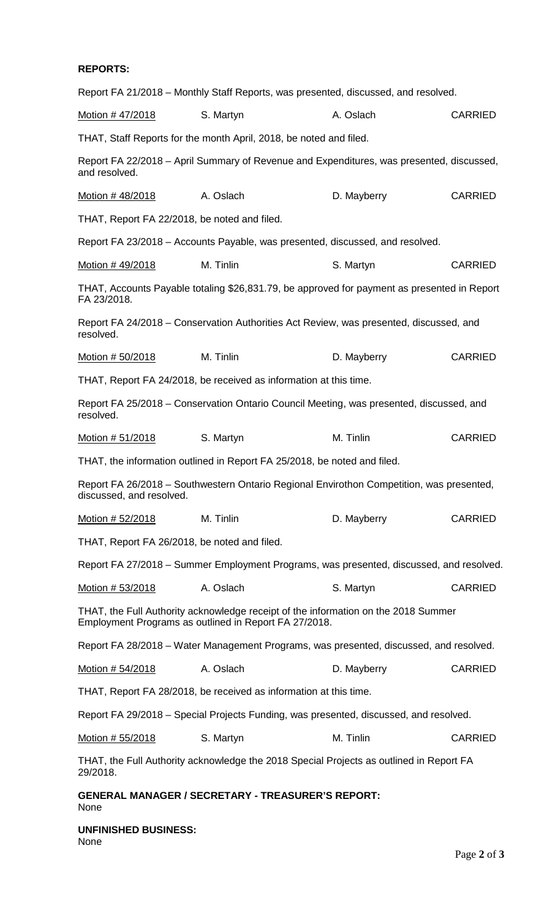**REPORTS:**

Report FA 21/2018 – Monthly Staff Reports, was presented, discussed, and resolved.

| Motion # 47/2018 | S. Martyn | A. Oslach | CARRIED |
|---|---|---|---|

THAT, Staff Reports for the month April, 2018, be noted and filed.

Report FA 22/2018 – April Summary of Revenue and Expenditures, was presented, discussed, and resolved.

| Motion # 48/2018 | A. Oslach | D. Mayberry | CARRIED |
|---|---|---|---|

THAT, Report FA 22/2018, be noted and filed.

Report FA 23/2018 – Accounts Payable, was presented, discussed, and resolved.

| Motion # 49/2018 | M. Tinlin | S. Martyn | CARRIED |
|---|---|---|---|

THAT, Accounts Payable totaling $26,831.79, be approved for payment as presented in Report FA 23/2018.

Report FA 24/2018 – Conservation Authorities Act Review, was presented, discussed, and resolved.

| Motion # 50/2018 | M. Tinlin | D. Mayberry | CARRIED |
|---|---|---|---|

THAT, Report FA 24/2018, be received as information at this time.

Report FA 25/2018 – Conservation Ontario Council Meeting, was presented, discussed, and resolved.

| Motion # 51/2018 | S. Martyn | M. Tinlin | CARRIED |
|---|---|---|---|

THAT, the information outlined in Report FA 25/2018, be noted and filed.

Report FA 26/2018 – Southwestern Ontario Regional Envirothon Competition, was presented, discussed, and resolved.

| Motion # 52/2018 | M. Tinlin | D. Mayberry | CARRIED |
|---|---|---|---|

THAT, Report FA 26/2018, be noted and filed.

Report FA 27/2018 – Summer Employment Programs, was presented, discussed, and resolved.

| Motion # 53/2018 | A. Oslach | S. Martyn | CARRIED |
|---|---|---|---|

THAT, the Full Authority acknowledge receipt of the information on the 2018 Summer Employment Programs as outlined in Report FA 27/2018.

Report FA 28/2018 – Water Management Programs, was presented, discussed, and resolved.

| Motion # 54/2018 | A. Oslach | D. Mayberry | CARRIED |
|---|---|---|---|

THAT, Report FA 28/2018, be received as information at this time.

Report FA 29/2018 – Special Projects Funding, was presented, discussed, and resolved.

| Motion # 55/2018 | S. Martyn | M. Tinlin | CARRIED |
|---|---|---|---|

THAT, the Full Authority acknowledge the 2018 Special Projects as outlined in Report FA 29/2018.

**GENERAL MANAGER / SECRETARY - TREASURER'S REPORT:**
None

**UNFINISHED BUSINESS:**
None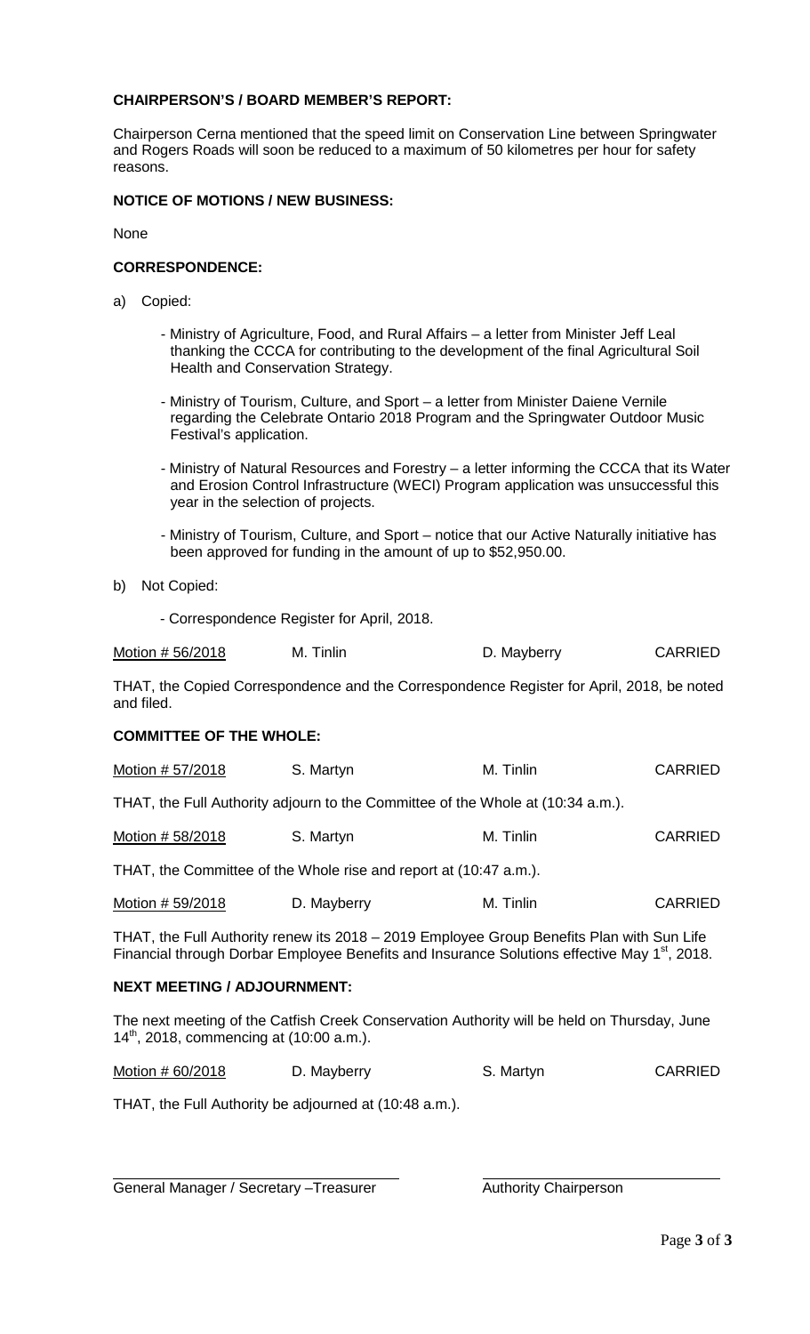**CHAIRPERSON'S / BOARD MEMBER'S REPORT:**

Chairperson Cerna mentioned that the speed limit on Conservation Line between Springwater and Rogers Roads will soon be reduced to a maximum of 50 kilometres per hour for safety reasons.

**NOTICE OF MOTIONS / NEW BUSINESS:**

None

**CORRESPONDENCE:**

a) Copied:

- Ministry of Agriculture, Food, and Rural Affairs – a letter from Minister Jeff Leal thanking the CCCA for contributing to the development of the final Agricultural Soil Health and Conservation Strategy.

- Ministry of Tourism, Culture, and Sport – a letter from Minister Daiene Vernile regarding the Celebrate Ontario 2018 Program and the Springwater Outdoor Music Festival's application.

- Ministry of Natural Resources and Forestry – a letter informing the CCCA that its Water and Erosion Control Infrastructure (WECI) Program application was unsuccessful this year in the selection of projects.

- Ministry of Tourism, Culture, and Sport – notice that our Active Naturally initiative has been approved for funding in the amount of up to $52,950.00.

b) Not Copied:

- Correspondence Register for April, 2018.

| | | | |
|---|---|---|---|
| Motion # 56/2018 | M. Tinlin | D. Mayberry | CARRIED |

THAT, the Copied Correspondence and the Correspondence Register for April, 2018, be noted and filed.

**COMMITTEE OF THE WHOLE:**

| | | | |
|---|---|---|---|
| Motion # 57/2018 | S. Martyn | M. Tinlin | CARRIED |

THAT, the Full Authority adjourn to the Committee of the Whole at (10:34 a.m.).

| | | | |
|---|---|---|---|
| Motion # 58/2018 | S. Martyn | M. Tinlin | CARRIED |

THAT, the Committee of the Whole rise and report at (10:47 a.m.).

| | | | |
|---|---|---|---|
| Motion # 59/2018 | D. Mayberry | M. Tinlin | CARRIED |

THAT, the Full Authority renew its 2018 – 2019 Employee Group Benefits Plan with Sun Life Financial through Dorbar Employee Benefits and Insurance Solutions effective May 1st, 2018.

**NEXT MEETING / ADJOURNMENT:**

The next meeting of the Catfish Creek Conservation Authority will be held on Thursday, June 14th, 2018, commencing at (10:00 a.m.).

| | | | |
|---|---|---|---|
| Motion # 60/2018 | D. Mayberry | S. Martyn | CARRIED |

THAT, the Full Authority be adjourned at (10:48 a.m.).

General Manager / Secretary –Treasurer

Authority Chairperson